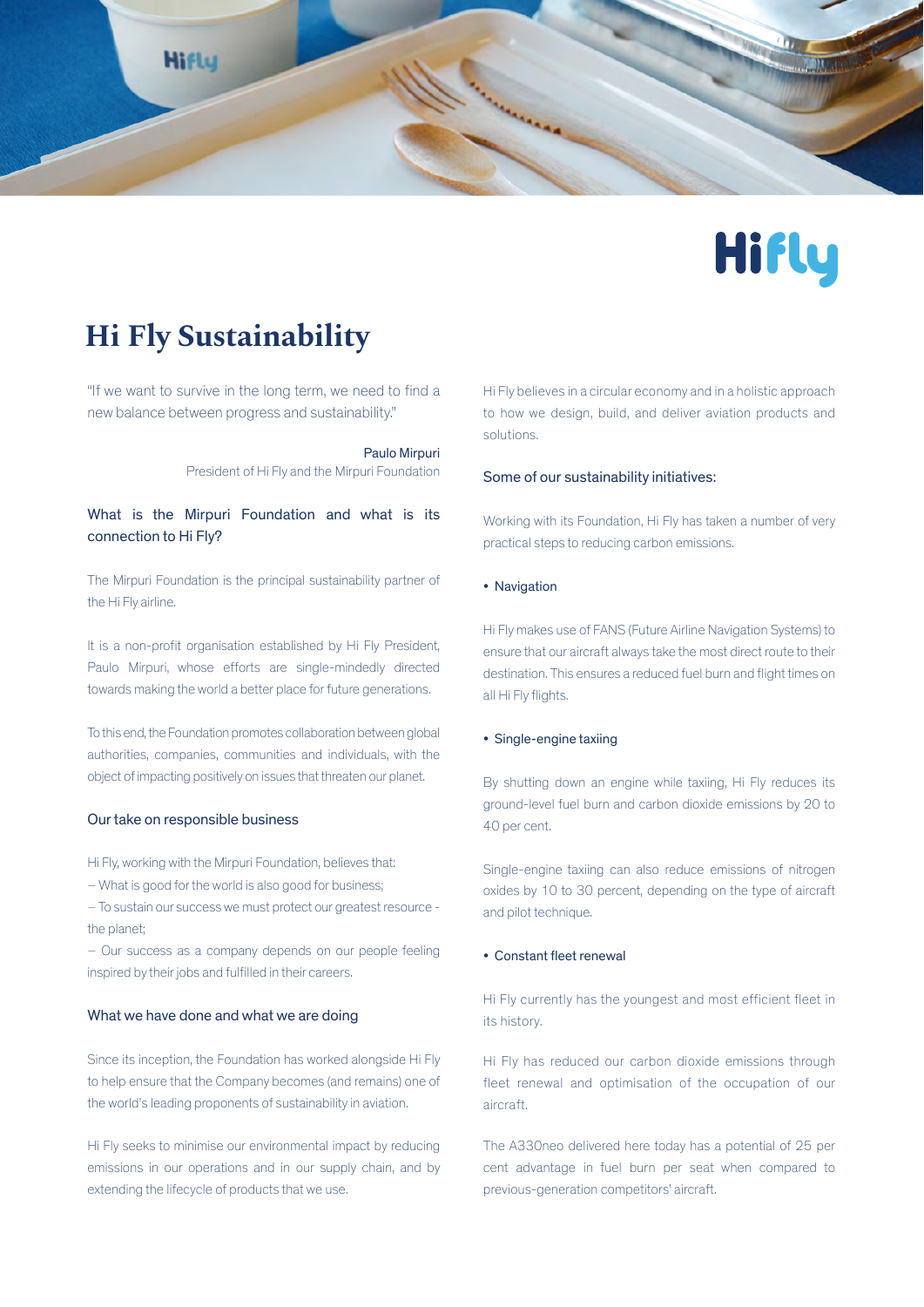# Hi Fly Sustainability

"If we want to survive in the long term, we need to find a new balance between progress and sustainability."

Paulo Mirpuri
President of Hi Fly and the Mirpuri Foundation

## What is the Mirpuri Foundation and what is its connection to Hi Fly?

The Mirpuri Foundation is the principal sustainability partner of the Hi Fly airline.

It is a non-profit organisation established by Hi Fly President, Paulo Mirpuri, whose efforts are single-mindedly directed towards making the world a better place for future generations.

To this end, the Foundation promotes collaboration between global authorities, companies, communities and individuals, with the object of impacting positively on issues that threaten our planet.

## Our take on responsible business

Hi Fly, working with the Mirpuri Foundation, believes that:

– What is good for the world is also good for business;
– To sustain our success we must protect our greatest resource - the planet;
– Our success as a company depends on our people feeling inspired by their jobs and fulfilled in their careers.

## What we have done and what we are doing

Since its inception, the Foundation has worked alongside Hi Fly to help ensure that the Company becomes (and remains) one of the world's leading proponents of sustainability in aviation.

Hi Fly seeks to minimise our environmental impact by reducing emissions in our operations and in our supply chain, and by extending the lifecycle of products that we use.

Hi Fly believes in a circular economy and in a holistic approach to how we design, build, and deliver aviation products and solutions.

## Some of our sustainability initiatives:

Working with its Foundation, Hi Fly has taken a number of very practical steps to reducing carbon emissions.

- Navigation

Hi Fly makes use of FANS (Future Airline Navigation Systems) to ensure that our aircraft always take the most direct route to their destination. This ensures a reduced fuel burn and flight times on all Hi Fly flights.

- Single-engine taxiing

By shutting down an engine while taxiing, Hi Fly reduces its ground-level fuel burn and carbon dioxide emissions by 20 to 40 per cent.

Single-engine taxiing can also reduce emissions of nitrogen oxides by 10 to 30 percent, depending on the type of aircraft and pilot technique.

- Constant fleet renewal

Hi Fly currently has the youngest and most efficient fleet in its history.

Hi Fly has reduced our carbon dioxide emissions through fleet renewal and optimisation of the occupation of our aircraft.

The A330neo delivered here today has a potential of 25 per cent advantage in fuel burn per seat when compared to previous-generation competitors' aircraft.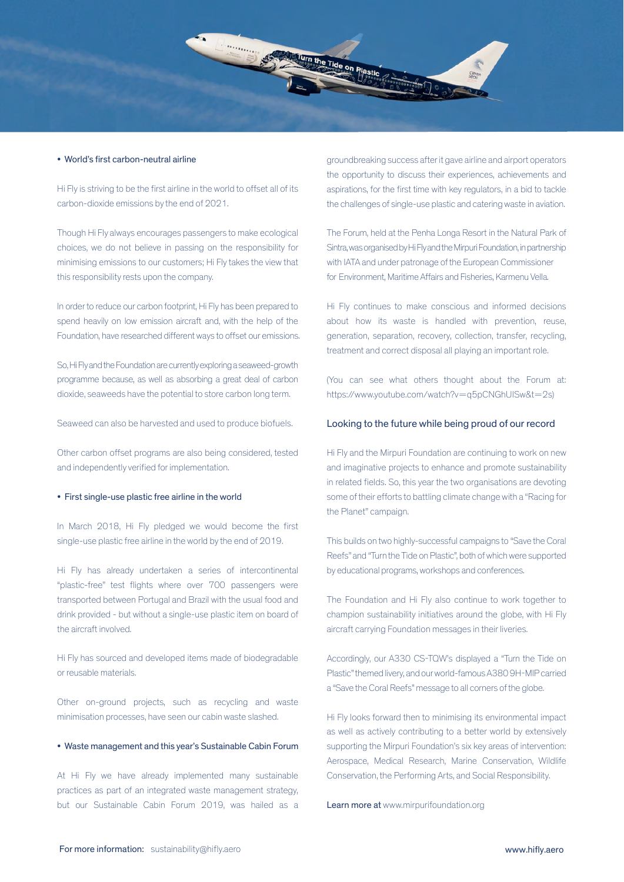- World's first carbon-neutral airline

Hi Fly is striving to be the first airline in the world to offset all of its carbon-dioxide emissions by the end of 2021.

Though Hi Fly always encourages passengers to make ecological choices, we do not believe in passing on the responsibility for minimising emissions to our customers; Hi Fly takes the view that this responsibility rests upon the company.

In order to reduce our carbon footprint, Hi Fly has been prepared to spend heavily on low emission aircraft and, with the help of the Foundation, have researched different ways to offset our emissions.

So, Hi Fly and the Foundation are currently exploring a seaweed-growth programme because, as well as absorbing a great deal of carbon dioxide, seaweeds have the potential to store carbon long term.

Seaweed can also be harvested and used to produce biofuels.

Other carbon offset programs are also being considered, tested and independently verified for implementation.

- First single-use plastic free airline in the world

In March 2018, Hi Fly pledged we would become the first single-use plastic free airline in the world by the end of 2019.

Hi Fly has already undertaken a series of intercontinental "plastic-free" test flights where over 700 passengers were transported between Portugal and Brazil with the usual food and drink provided - but without a single-use plastic item on board of the aircraft involved.

Hi Fly has sourced and developed items made of biodegradable or reusable materials.

Other on-ground projects, such as recycling and waste minimisation processes, have seen our cabin waste slashed.

- Waste management and this year's Sustainable Cabin Forum

At Hi Fly we have already implemented many sustainable practices as part of an integrated waste management strategy, but our Sustainable Cabin Forum 2019, was hailed as a groundbreaking success after it gave airline and airport operators the opportunity to discuss their experiences, achievements and aspirations, for the first time with key regulators, in a bid to tackle the challenges of single-use plastic and catering waste in aviation.

The Forum, held at the Penha Longa Resort in the Natural Park of Sintra, was organised by Hi Fly and the Mirpuri Foundation, in partnership with IATA and under patronage of the European Commissioner for Environment, Maritime Affairs and Fisheries, Karmenu Vella.

Hi Fly continues to make conscious and informed decisions about how its waste is handled with prevention, reuse, generation, separation, recovery, collection, transfer, recycling, treatment and correct disposal all playing an important role.

(You can see what others thought about the Forum at: https://www.youtube.com/watch?v=q5pCNGhUISw&t=2s)

## Looking to the future while being proud of our record

Hi Fly and the Mirpuri Foundation are continuing to work on new and imaginative projects to enhance and promote sustainability in related fields. So, this year the two organisations are devoting some of their efforts to battling climate change with a "Racing for the Planet" campaign.

This builds on two highly-successful campaigns to "Save the Coral Reefs" and "Turn the Tide on Plastic", both of which were supported by educational programs, workshops and conferences.

The Foundation and Hi Fly also continue to work together to champion sustainability initiatives around the globe, with Hi Fly aircraft carrying Foundation messages in their liveries.

Accordingly, our A330 CS-TQW's displayed a "Turn the Tide on Plastic" themed livery, and our world-famous A380 9H-MIP carried a "Save the Coral Reefs" message to all corners of the globe.

Hi Fly looks forward then to minimising its environmental impact as well as actively contributing to a better world by extensively supporting the Mirpuri Foundation's six key areas of intervention: Aerospace, Medical Research, Marine Conservation, Wildlife Conservation, the Performing Arts, and Social Responsibility.

**Learn more at** www.mirpurifoundation.org

**For more information:** sustainability@hifly.aero

www.hifly.aero